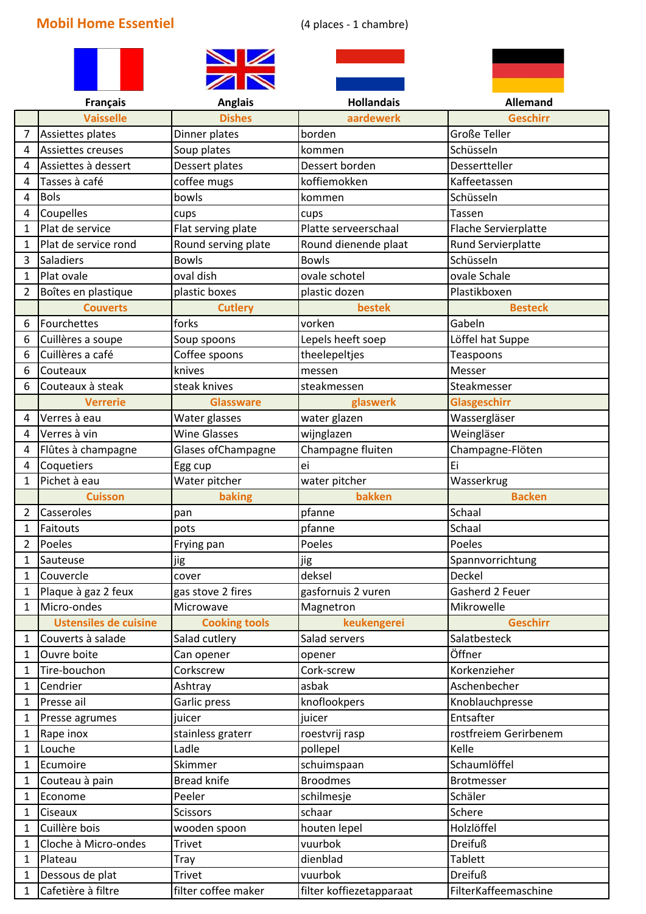**Mobil Home Essentiel** (4 places - 1 chambre)

| | Français | Anglais | Hollandais | Allemand |
|---|---|---|---|---|
| | **Vaisselle** | **Dishes** | **aardewerk** | **Geschirr** |
| 7 | Assiettes plates | Dinner plates | borden | Große Teller |
| 4 | Assiettes creuses | Soup plates | kommen | Schüsseln |
| 4 | Assiettes à dessert | Dessert plates | Dessert borden | Dessertteller |
| 4 | Tasses à café | coffee mugs | koffiemokken | Kaffeetassen |
| 4 | Bols | bowls | kommen | Schüsseln |
| 4 | Coupelles | cups | cups | Tassen |
| 1 | Plat de service | Flat serving plate | Platte serveerschaal | Flache Servierplatte |
| 1 | Plat de service rond | Round serving plate | Round dienende plaat | Rund Servierplatte |
| 3 | Saladiers | Bowls | Bowls | Schüsseln |
| 1 | Plat ovale | oval dish | ovale schotel | ovale Schale |
| 2 | Boîtes en plastique | plastic boxes | plastic dozen | Plastikboxen |
| | **Couverts** | **Cutlery** | **bestek** | **Besteck** |
| 6 | Fourchettes | forks | vorken | Gabeln |
| 6 | Cuillères a soupe | Soup spoons | Lepels heeft soep | Löffel hat Suppe |
| 6 | Cuillères a café | Coffee spoons | theelepeltjes | Teaspoons |
| 6 | Couteaux | knives | messen | Messer |
| 6 | Couteaux à steak | steak knives | steakmessen | Steakmesser |
| | **Verrerie** | **Glassware** | **glaswerk** | **Glasgeschirr** |
| 4 | Verres à eau | Water glasses | water glazen | Wassergläser |
| 4 | Verres à vin | Wine Glasses | wijnglazen | Weingläser |
| 4 | Flûtes à champagne | Glases ofChampagne | Champagne fluiten | Champagne-Flöten |
| 4 | Coquetiers | Egg cup | ei | Ei |
| 1 | Pichet à eau | Water pitcher | water pitcher | Wasserkrug |
| | **Cuisson** | **baking** | **bakken** | **Backen** |
| 2 | Casseroles | pan | pfanne | Schaal |
| 1 | Faitouts | pots | pfanne | Schaal |
| 2 | Poeles | Frying pan | Poeles | Poeles |
| 1 | Sauteuse | jig | jig | Spannvorrichtung |
| 1 | Couvercle | cover | deksel | Deckel |
| 1 | Plaque à gaz 2 feux | gas stove 2 fires | gasfornuis 2 vuren | Gasherd 2 Feuer |
| 1 | Micro-ondes | Microwave | Magnetron | Mikrowelle |
| | **Ustensiles de cuisine** | **Cooking tools** | **keukengerei** | **Geschirr** |
| 1 | Couverts à salade | Salad cutlery | Salad servers | Salatbesteck |
| 1 | Ouvre boite | Can opener | opener | Öffner |
| 1 | Tire-bouchon | Corkscrew | Cork-screw | Korkenzieher |
| 1 | Cendrier | Ashtray | asbak | Aschenbecher |
| 1 | Presse ail | Garlic press | knoflookpers | Knoblauchpresse |
| 1 | Presse agrumes | juicer | juicer | Entsafter |
| 1 | Rape inox | stainless graterr | roestvrij rasp | rostfreiem Gerirbenem |
| 1 | Louche | Ladle | pollepel | Kelle |
| 1 | Ecumoire | Skimmer | schuimspaan | Schaumlöffel |
| 1 | Couteau à pain | Bread knife | Broodmes | Brotmesser |
| 1 | Econome | Peeler | schilmesje | Schäler |
| 1 | Ciseaux | Scissors | schaar | Schere |
| 1 | Cuillère bois | wooden spoon | houten lepel | Holzlöffel |
| 1 | Cloche à Micro-ondes | Trivet | vuurbok | Dreifuß |
| 1 | Plateau | Tray | dienblad | Tablett |
| 1 | Dessous de plat | Trivet | vuurbok | Dreifuß |
| 1 | Cafetière à filtre | filter coffee maker | filter koffiezetapparaat | FilterKaffeemaschine |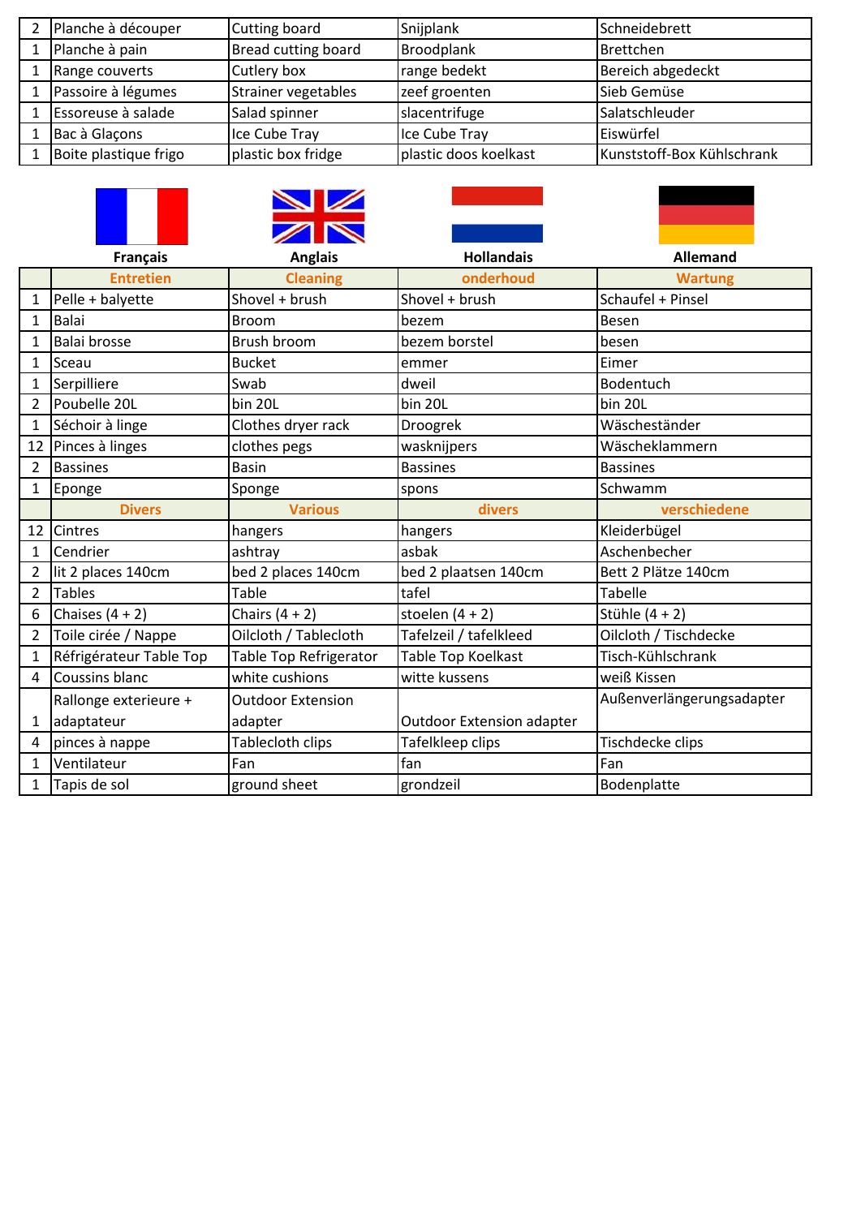| | | | | |
|---|---|---|---|---|
| 2 | Planche à découper | Cutting board | Snijplank | Schneidebrett |
| 1 | Planche à pain | Bread cutting board | Broodplank | Brettchen |
| 1 | Range couverts | Cutlery box | range bedekt | Bereich abgedeckt |
| 1 | Passoire à légumes | Strainer vegetables | zeef groenten | Sieb Gemüse |
| 1 | Essoreuse à salade | Salad spinner | slacentrifuge | Salatschleuder |
| 1 | Bac à Glaçons | Ice Cube Tray | Ice Cube Tray | Eiswürfel |
| 1 | Boite plastique frigo | plastic box fridge | plastic doos koelkast | Kunststoff-Box Kühlschrank |

| | Français | Anglais | Hollandais | Allemand |
|---|---|---|---|---|
| | Entretien | Cleaning | onderhoud | Wartung |
| 1 | Pelle + balyette | Shovel + brush | Shovel + brush | Schaufel + Pinsel |
| 1 | Balai | Broom | bezem | Besen |
| 1 | Balai brosse | Brush broom | bezem borstel | besen |
| 1 | Sceau | Bucket | emmer | Eimer |
| 1 | Serpilliere | Swab | dweil | Bodentuch |
| 2 | Poubelle 20L | bin 20L | bin 20L | bin 20L |
| 1 | Séchoir à linge | Clothes dryer rack | Droogrek | Wäscheständer |
| 12 | Pinces à linges | clothes pegs | wasknijpers | Wäscheklammern |
| 2 | Bassines | Basin | Bassines | Bassines |
| 1 | Eponge | Sponge | spons | Schwamm |
| | Divers | Various | divers | verschiedene |
| 12 | Cintres | hangers | hangers | Kleiderbügel |
| 1 | Cendrier | ashtray | asbak | Aschenbecher |
| 2 | lit 2 places 140cm | bed 2 places 140cm | bed 2 plaatsen 140cm | Bett 2 Plätze 140cm |
| 2 | Tables | Table | tafel | Tabelle |
| 6 | Chaises (4 + 2) | Chairs (4 + 2) | stoelen (4 + 2) | Stühle (4 + 2) |
| 2 | Toile cirée / Nappe | Oilcloth / Tablecloth | Tafelzeil / tafelkleed | Oilcloth / Tischdecke |
| 1 | Réfrigérateur Table Top | Table Top Refrigerator | Table Top Koelkast | Tisch-Kühlschrank |
| 4 | Coussins blanc | white cushions | witte kussens | weiß Kissen |
| 1 | Rallonge exterieure + adaptateur | Outdoor Extension adapter | Outdoor Extension adapter | Außenverlängerungsadapter |
| 4 | pinces à nappe | Tablecloth clips | Tafelkleep clips | Tischdecke clips |
| 1 | Ventilateur | Fan | fan | Fan |
| 1 | Tapis de sol | ground sheet | grondzeil | Bodenplatte |